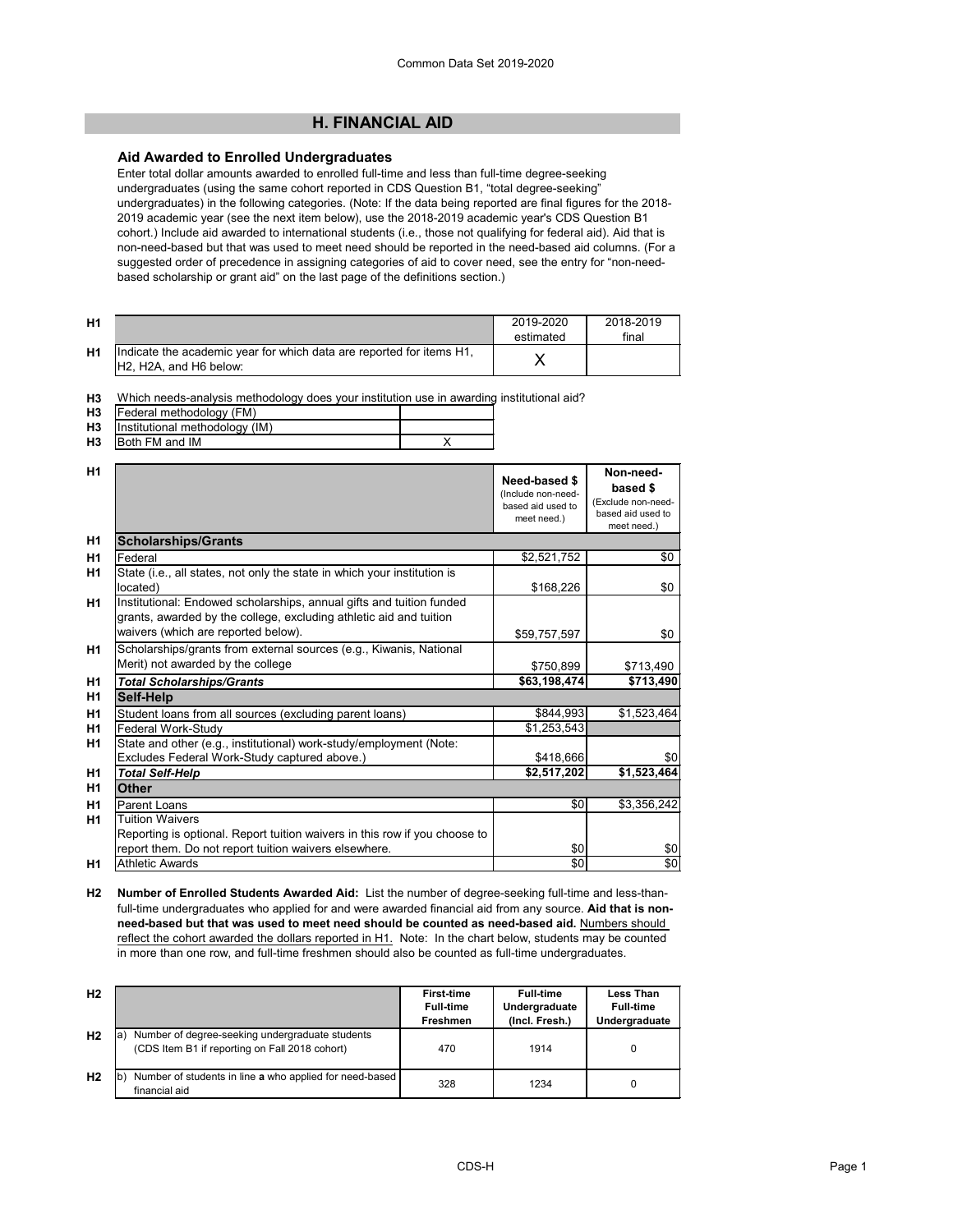## H. FINANCIAL AID

### Aid Awarded to Enrolled Undergraduates

Enter total dollar amounts awarded to enrolled full-time and less than full-time degree-seeking undergraduates (using the same cohort reported in CDS Question B1, "total degree-seeking" undergraduates) in the following categories. (Note: If the data being reported are final figures for the 2018-2019 academic year (see the next item below), use the 2018-2019 academic year's CDS Question B1 cohort.) Include aid awarded to international students (i.e., those not qualifying for federal aid). Aid that is non-need-based but that was used to meet need should be reported in the need-based aid columns. (For a suggested order of precedence in assigning categories of aid to cover need, see the entry for "non-need-based scholarship or grant aid" on the last page of the definitions section.)

| | | 2019-2020 estimated | 2018-2019 final |
|---|---|---|---|
| H1 | Indicate the academic year for which data are reported for items H1, H2, H2A, and H6 below: | X | |

**H3** Which needs-analysis methodology does your institution use in awarding institutional aid?

| | | |
|---|---|---|
| H3 | Federal methodology (FM) | |
| H3 | Institutional methodology (IM) | |
| H3 | Both FM and IM | X |

| | | Need-based $ (Include non-need-based aid used to meet need.) | Non-need-based $ (Exclude non-need-based aid used to meet need.) |
|---|---|---|---|
| H1 | **Scholarships/Grants** | | |
| H1 | Federal | $2,521,752 | $0 |
| H1 | State (i.e., all states, not only the state in which your institution is located) | $168,226 | $0 |
| H1 | Institutional: Endowed scholarships, annual gifts and tuition funded grants, awarded by the college, excluding athletic aid and tuition waivers (which are reported below). | $59,757,597 | $0 |
| H1 | Scholarships/grants from external sources (e.g., Kiwanis, National Merit) not awarded by the college | $750,899 | $713,490 |
| H1 | ***Total Scholarships/Grants*** | **$63,198,474** | **$713,490** |
| H1 | **Self-Help** | | |
| H1 | Student loans from all sources (excluding parent loans) | $844,993 | $1,523,464 |
| H1 | Federal Work-Study | $1,253,543 | |
| H1 | State and other (e.g., institutional) work-study/employment (Note: Excludes Federal Work-Study captured above.) | $418,666 | $0 |
| H1 | ***Total Self-Help*** | **$2,517,202** | **$1,523,464** |
| H1 | **Other** | | |
| H1 | Parent Loans | $0 | $3,356,242 |
| H1 | Tuition Waivers<br>Reporting is optional. Report tuition waivers in this row if you choose to report them. Do not report tuition waivers elsewhere. | $0 | $0 |
| H1 | Athletic Awards | $0 | $0 |

**H2 Number of Enrolled Students Awarded Aid:** List the number of degree-seeking full-time and less-than-full-time undergraduates who applied for and were awarded financial aid from any source. **Aid that is non-need-based but that was used to meet need should be counted as need-based aid.** Numbers should reflect the cohort awarded the dollars reported in H1. Note: In the chart below, students may be counted in more than one row, and full-time freshmen should also be counted as full-time undergraduates.

| | | First-time Full-time Freshmen | Full-time Undergraduate (Incl. Fresh.) | Less Than Full-time Undergraduate |
|---|---|---|---|---|
| H2 | a) Number of degree-seeking undergraduate students (CDS Item B1 if reporting on Fall 2018 cohort) | 470 | 1914 | 0 |
| H2 | b) Number of students in line **a** who applied for need-based financial aid | 328 | 1234 | 0 |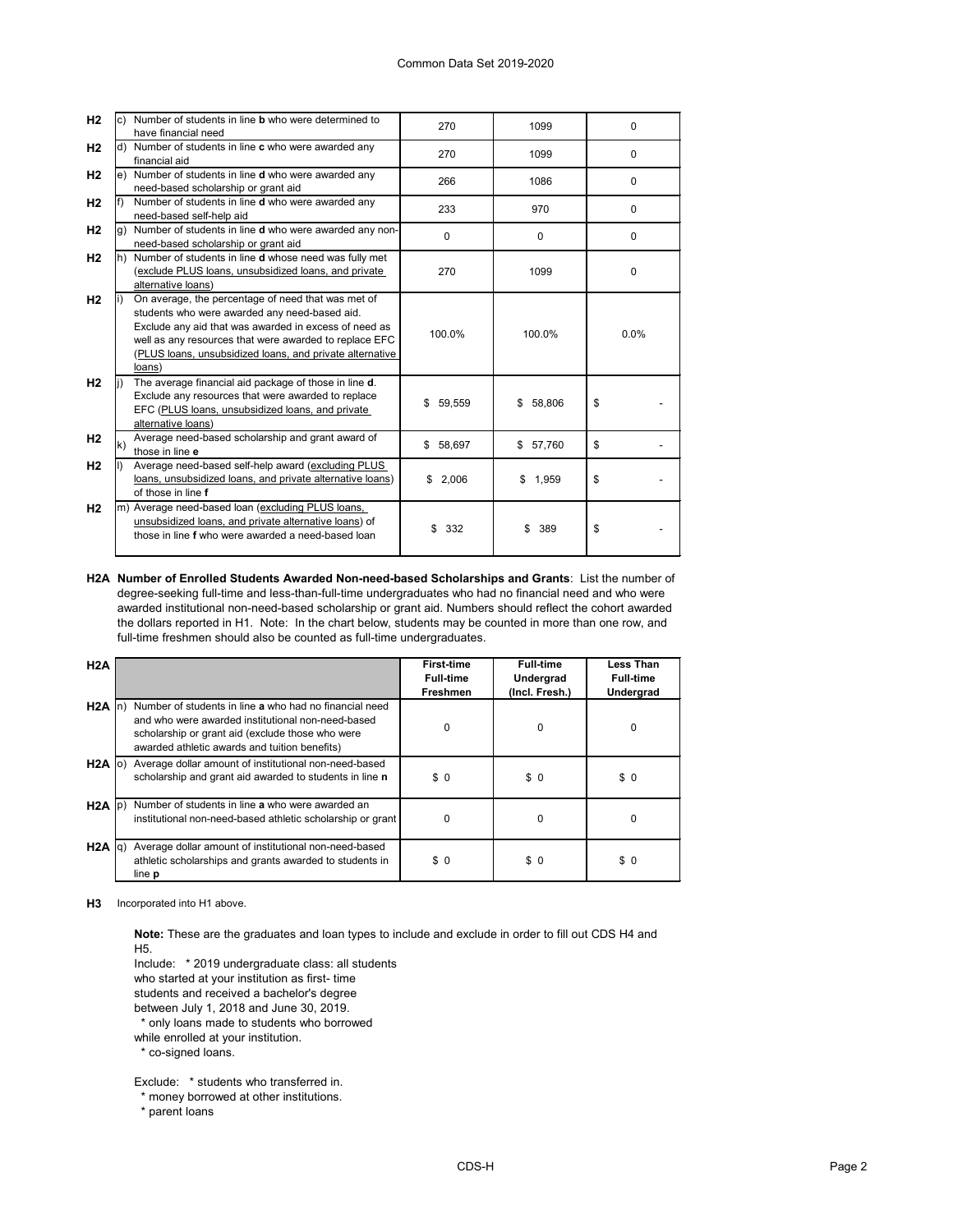| | | | | | |
|---|---|---|---|---|---|
| H2 | c) | Number of students in line **b** who were determined to have financial need | 270 | 1099 | 0 |
| H2 | d) | Number of students in line **c** who were awarded any financial aid | 270 | 1099 | 0 |
| H2 | e) | Number of students in line **d** who were awarded any need-based scholarship or grant aid | 266 | 1086 | 0 |
| H2 | f) | Number of students in line **d** who were awarded any need-based self-help aid | 233 | 970 | 0 |
| H2 | g) | Number of students in line **d** who were awarded any non-need-based scholarship or grant aid | 0 | 0 | 0 |
| H2 | h) | Number of students in line **d** whose need was fully met (exclude PLUS loans, unsubsidized loans, and private alternative loans) | 270 | 1099 | 0 |
| H2 | i) | On average, the percentage of need that was met of students who were awarded any need-based aid. Exclude any aid that was awarded in excess of need as well as any resources that were awarded to replace EFC (PLUS loans, unsubsidized loans, and private alternative loans) | 100.0% | 100.0% | 0.0% |
| H2 | j) | The average financial aid package of those in line **d**. Exclude any resources that were awarded to replace EFC (PLUS loans, unsubsidized loans, and private alternative loans) | $ 59,559 | $ 58,806 | $ - |
| H2 | k) | Average need-based scholarship and grant award of those in line **e** | $ 58,697 | $ 57,760 | $ - |
| H2 | l) | Average need-based self-help award (excluding PLUS loans, unsubsidized loans, and private alternative loans) of those in line **f** | $ 2,006 | $ 1,959 | $ - |
| H2 | m) | Average need-based loan (excluding PLUS loans, unsubsidized loans, and private alternative loans) of those in line **f** who were awarded a need-based loan | $ 332 | $ 389 | $ - |

**H2A Number of Enrolled Students Awarded Non-need-based Scholarships and Grants**: List the number of degree-seeking full-time and less-than-full-time undergraduates who had no financial need and who were awarded institutional non-need-based scholarship or grant aid. Numbers should reflect the cohort awarded the dollars reported in H1. Note: In the chart below, students may be counted in more than one row, and full-time freshmen should also be counted as full-time undergraduates.

| H2A | | | First-time Full-time Freshmen | Full-time Undergrad (Incl. Fresh.) | Less Than Full-time Undergrad |
|---|---|---|---|---|---|
| H2A | n) | Number of students in line **a** who had no financial need and who were awarded institutional non-need-based scholarship or grant aid (exclude those who were awarded athletic awards and tuition benefits) | 0 | 0 | 0 |
| H2A | o) | Average dollar amount of institutional non-need-based scholarship and grant aid awarded to students in line **n** | $ 0 | $ 0 | $ 0 |
| H2A | p) | Number of students in line **a** who were awarded an institutional non-need-based athletic scholarship or grant | 0 | 0 | 0 |
| H2A | q) | Average dollar amount of institutional non-need-based athletic scholarships and grants awarded to students in line **p** | $ 0 | $ 0 | $ 0 |

**H3** Incorporated into H1 above.

**Note:** These are the graduates and loan types to include and exclude in order to fill out CDS H4 and H5.

Include: * 2019 undergraduate class: all students who started at your institution as first- time students and received a bachelor's degree between July 1, 2018 and June 30, 2019.
* only loans made to students who borrowed while enrolled at your institution.
* co-signed loans.

Exclude: * students who transferred in.
* money borrowed at other institutions.
* parent loans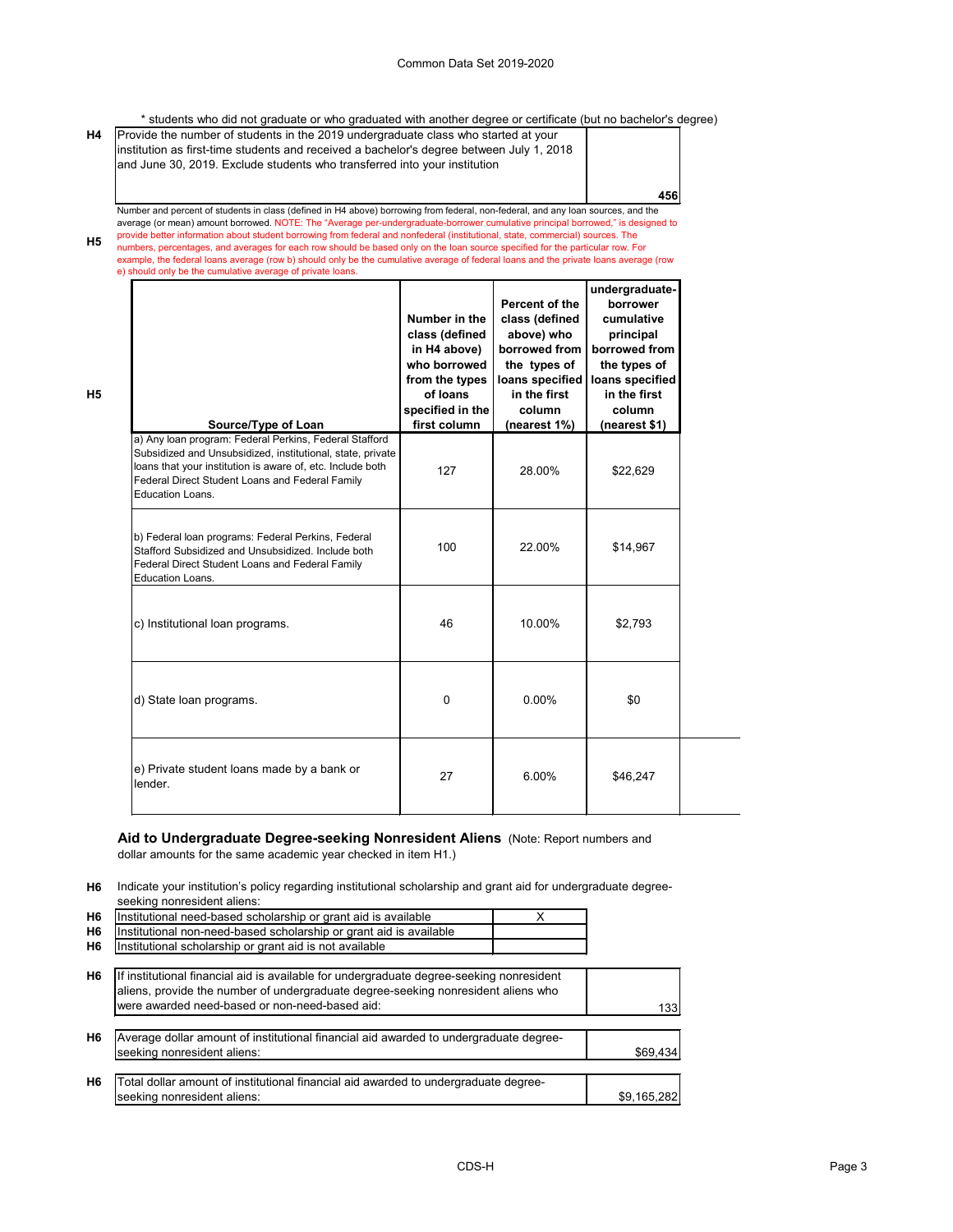\* students who did not graduate or who graduated with another degree or certificate (but no bachelor's degree)

| | | |
|---|---|---|
| H4 | Provide the number of students in the 2019 undergraduate class who started at your institution as first-time students and received a bachelor's degree between July 1, 2018 and June 30, 2019. Exclude students who transferred into your institution | 456 |

**H5** Number and percent of students in class (defined in H4 above) borrowing from federal, non-federal, and any loan sources, and the average (or mean) amount borrowed. NOTE: The "Average per-undergraduate-borrower cumulative principal borrowed," is designed to provide better information about student borrowing from federal and nonfederal (institutional, state, commercial) sources. The numbers, percentages, and averages for each row should be based only on the loan source specified for the particular row. For example, the federal loans average (row b) should only be the cumulative average of federal loans and the private loans average (row e) should only be the cumulative average of private loans.

| Source/Type of Loan | Number in the class (defined in H4 above) who borrowed from the types of loans specified in the first column | Percent of the class (defined above) who borrowed from the types of loans specified in the first column (nearest 1%) | undergraduate-borrower cumulative principal borrowed from the types of loans specified in the first column (nearest $1) |
|---|---|---|---|
| a) Any loan program: Federal Perkins, Federal Stafford Subsidized and Unsubsidized, institutional, state, private loans that your institution is aware of, etc. Include both Federal Direct Student Loans and Federal Family Education Loans. | 127 | 28.00% | $22,629 |
| b) Federal loan programs: Federal Perkins, Federal Stafford Subsidized and Unsubsidized. Include both Federal Direct Student Loans and Federal Family Education Loans. | 100 | 22.00% | $14,967 |
| c) Institutional loan programs. | 46 | 10.00% | $2,793 |
| d) State loan programs. | 0 | 0.00% | $0 |
| e) Private student loans made by a bank or lender. | 27 | 6.00% | $46,247 |

## Aid to Undergraduate Degree-seeking Nonresident Aliens

(Note: Report numbers and dollar amounts for the same academic year checked in item H1.)

**H6** Indicate your institution's policy regarding institutional scholarship and grant aid for undergraduate degree-seeking nonresident aliens:

| | | |
|---|---|---|
| H6 | Institutional need-based scholarship or grant aid is available | X |
| H6 | Institutional non-need-based scholarship or grant aid is available | |
| H6 | Institutional scholarship or grant aid is not available | |

| | | |
|---|---|---|
| H6 | If institutional financial aid is available for undergraduate degree-seeking nonresident aliens, provide the number of undergraduate degree-seeking nonresident aliens who were awarded need-based or non-need-based aid: | 133 |
| H6 | Average dollar amount of institutional financial aid awarded to undergraduate degree-seeking nonresident aliens: | $69,434 |
| H6 | Total dollar amount of institutional financial aid awarded to undergraduate degree-seeking nonresident aliens: | $9,165,282 |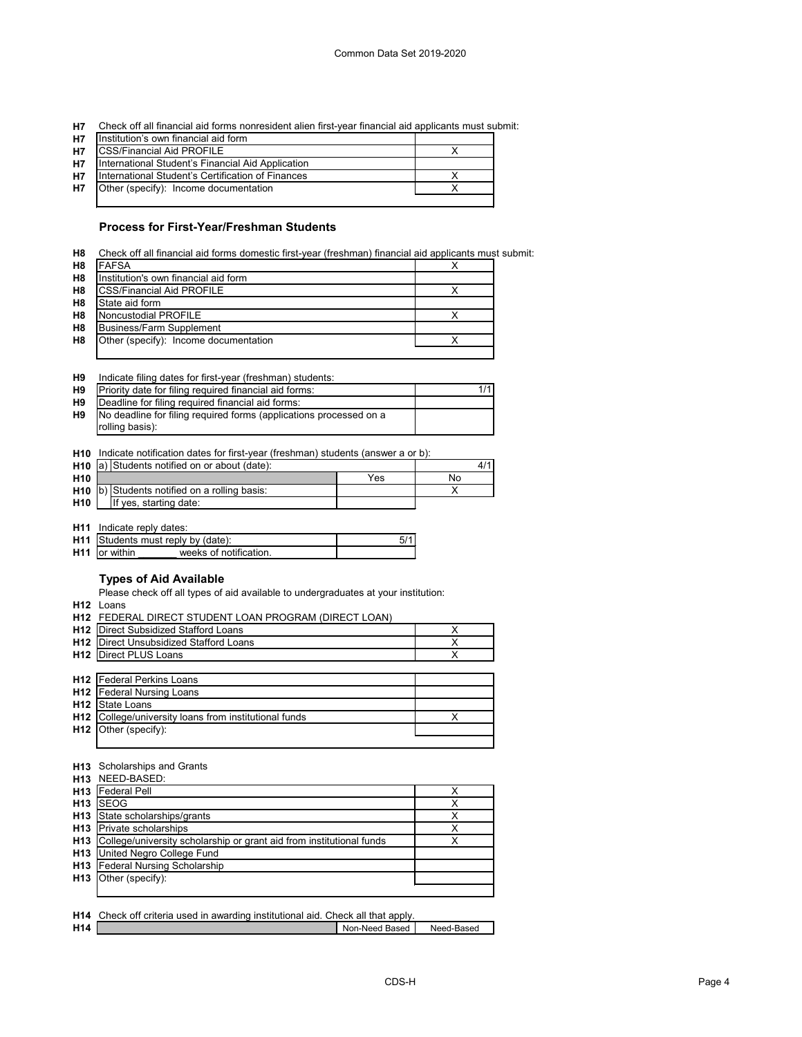| | | |
|---|---|---|
| H7 | Check off all financial aid forms nonresident alien first-year financial aid applicants must submit: | |
| H7 | Institution's own financial aid form | |
| H7 | CSS/Financial Aid PROFILE | X |
| H7 | International Student's Financial Aid Application | |
| H7 | International Student's Certification of Finances | X |
| H7 | Other (specify): Income documentation | X |

### Process for First-Year/Freshman Students

| | | |
|---|---|---|
| H8 | Check off all financial aid forms domestic first-year (freshman) financial aid applicants must submit: | |
| H8 | FAFSA | X |
| H8 | Institution's own financial aid form | |
| H8 | CSS/Financial Aid PROFILE | X |
| H8 | State aid form | |
| H8 | Noncustodial PROFILE | X |
| H8 | Business/Farm Supplement | |
| H8 | Other (specify): Income documentation | X |

| | | |
|---|---|---|
| H9 | Indicate filing dates for first-year (freshman) students: | |
| H9 | Priority date for filing required financial aid forms: | 1/1 |
| H9 | Deadline for filing required financial aid forms: | |
| H9 | No deadline for filing required forms (applications processed on a rolling basis): | |

| | | | |
|---|---|---|---|
| H10 | Indicate notification dates for first-year (freshman) students (answer a or b): | | |
| H10 | a) Students notified on or about (date): | | 4/1 |
| H10 | | Yes | No |
| H10 | b) Students notified on a rolling basis: | | X |
| H10 | If yes, starting date: | | |

| | | |
|---|---|---|
| H11 | Indicate reply dates: | |
| H11 | Students must reply by (date): | 5/1 |
| H11 | or within _______ weeks of notification. | |

### Types of Aid Available

Please check off all types of aid available to undergraduates at your institution:

| | | |
|---|---|---|
| H12 | Loans | |
| H12 | FEDERAL DIRECT STUDENT LOAN PROGRAM (DIRECT LOAN) | |
| H12 | Direct Subsidized Stafford Loans | X |
| H12 | Direct Unsubsidized Stafford Loans | X |
| H12 | Direct PLUS Loans | X |
| H12 | Federal Perkins Loans | |
| H12 | Federal Nursing Loans | |
| H12 | State Loans | |
| H12 | College/university loans from institutional funds | X |
| H12 | Other (specify): | |

| | | |
|---|---|---|
| H13 | Scholarships and Grants | |
| H13 | NEED-BASED: | |
| H13 | Federal Pell | X |
| H13 | SEOG | X |
| H13 | State scholarships/grants | X |
| H13 | Private scholarships | X |
| H13 | College/university scholarship or grant aid from institutional funds | X |
| H13 | United Negro College Fund | |
| H13 | Federal Nursing Scholarship | |
| H13 | Other (specify): | |

| | | | |
|---|---|---|---|
| H14 | Check off criteria used in awarding institutional aid. Check all that apply. | | |
| H14 | | Non-Need Based | Need-Based |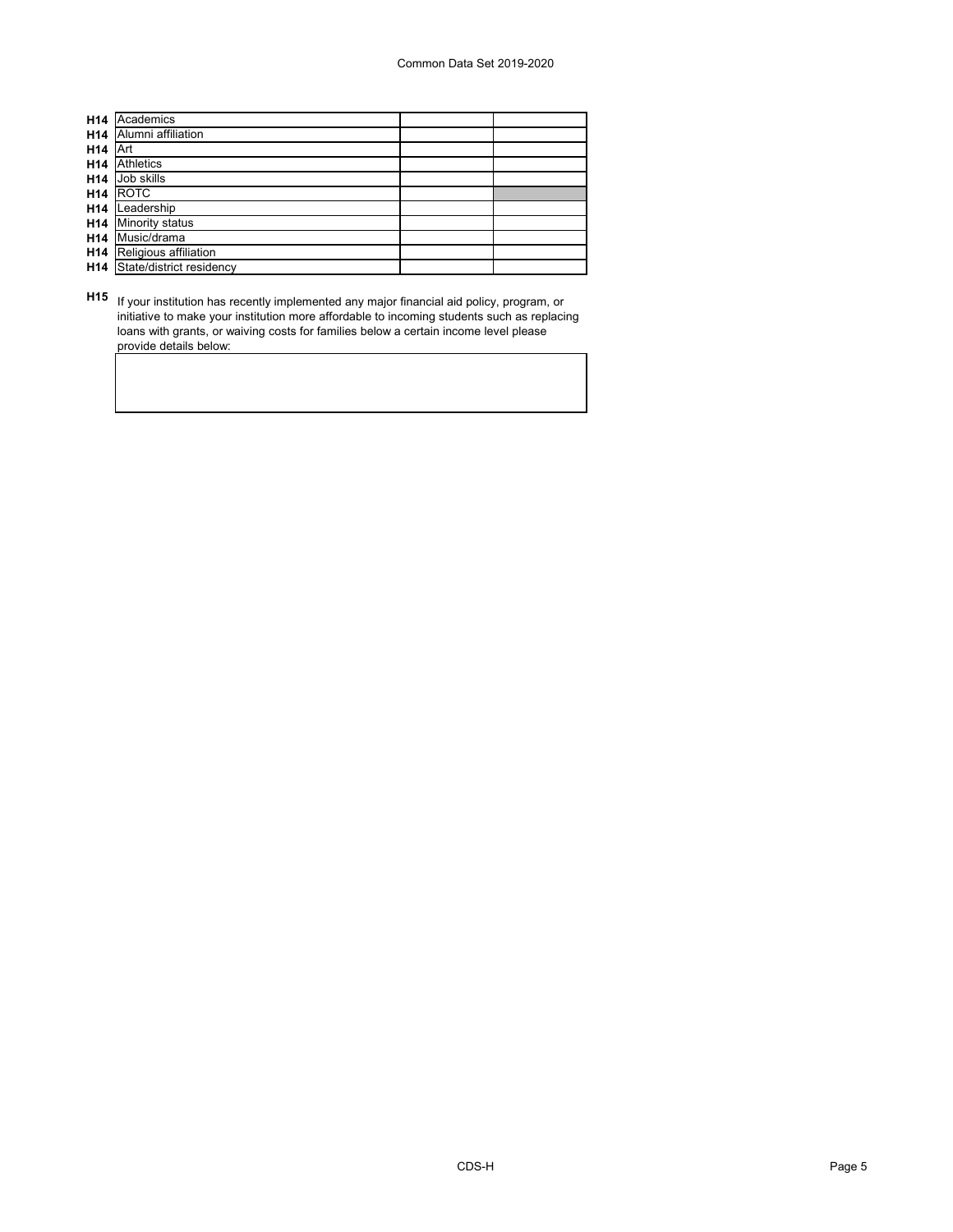| | | | |
|---|---|---|---|
| H14 | Academics | | |
| H14 | Alumni affiliation | | |
| H14 | Art | | |
| H14 | Athletics | | |
| H14 | Job skills | | |
| H14 | ROTC | | |
| H14 | Leadership | | |
| H14 | Minority status | | |
| H14 | Music/drama | | |
| H14 | Religious affiliation | | |
| H14 | State/district residency | | |

**H15** If your institution has recently implemented any major financial aid policy, program, or initiative to make your institution more affordable to incoming students such as replacing loans with grants, or waiving costs for families below a certain income level please provide details below: